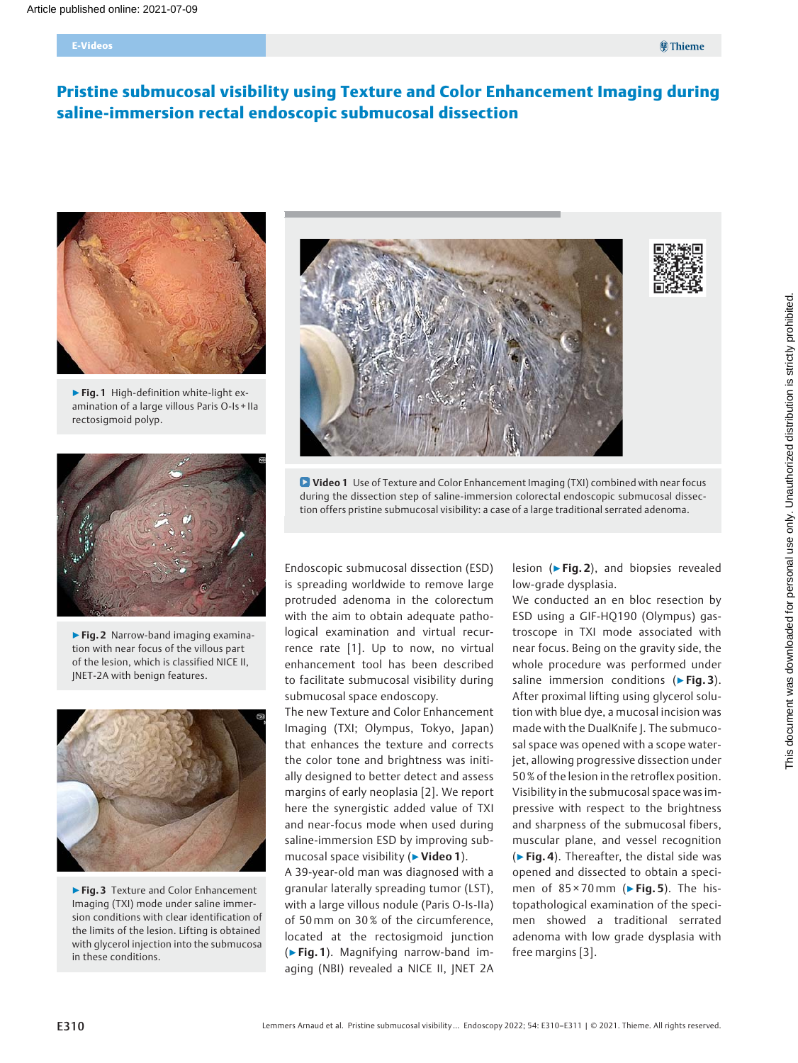# Pristine submucosal visibility using Texture and Color Enhancement Imaging during saline-immersion rectal endoscopic submucosal dissection

▶ **Fig. 1** High-definition white-light examination of a large villous Paris 0-Is + IIa rectosigmoid polyp.

▶ **Fig. 2** Narrow-band imaging examination with near focus of the villous part of the lesion, which is classified NICE II, JNET-2A with benign features.

▶ **Fig. 3** Texture and Color Enhancement Imaging (TXI) mode under saline immersion conditions with clear identification of the limits of the lesion. Lifting is obtained with glycerol injection into the submucosa in these conditions.

**Video 1** Use of Texture and Color Enhancement Imaging (TXI) combined with near focus during the dissection step of saline-immersion colorectal endoscopic submucosal dissection offers pristine submucosal visibility: a case of a large traditional serrated adenoma.

Endoscopic submucosal dissection (ESD) is spreading worldwide to remove large protruded adenoma in the colorectum with the aim to obtain adequate pathological examination and virtual recurrence rate [1]. Up to now, no virtual enhancement tool has been described to facilitate submucosal visibility during submucosal space endoscopy.

The new Texture and Color Enhancement Imaging (TXI; Olympus, Tokyo, Japan) that enhances the texture and corrects the color tone and brightness was initially designed to better detect and assess margins of early neoplasia [2]. We report here the synergistic added value of TXI and near-focus mode when used during saline-immersion ESD by improving submucosal space visibility (▶ **Video 1**).

A 39-year-old man was diagnosed with a granular laterally spreading tumor (LST), with a large villous nodule (Paris 0-Is-IIa) of 50 mm on 30 % of the circumference, located at the rectosigmoid junction (▶ **Fig. 1**). Magnifying narrow-band imaging (NBI) revealed a NICE II, JNET 2A lesion (▶ **Fig. 2**), and biopsies revealed low-grade dysplasia.

We conducted an en bloc resection by ESD using a GIF-HQ190 (Olympus) gastroscope in TXI mode associated with near focus. Being on the gravity side, the whole procedure was performed under saline immersion conditions (▶ **Fig. 3**). After proximal lifting using glycerol solution with blue dye, a mucosal incision was made with the DualKnife J. The submucosal space was opened with a scope water-jet, allowing progressive dissection under 50 % of the lesion in the retroflex position. Visibility in the submucosal space was impressive with respect to the brightness and sharpness of the submucosal fibers, muscular plane, and vessel recognition (▶ **Fig. 4**). Thereafter, the distal side was opened and dissected to obtain a specimen of 85 × 70 mm (▶ **Fig. 5**). The histopathological examination of the specimen showed a traditional serrated adenoma with low grade dysplasia with free margins [3].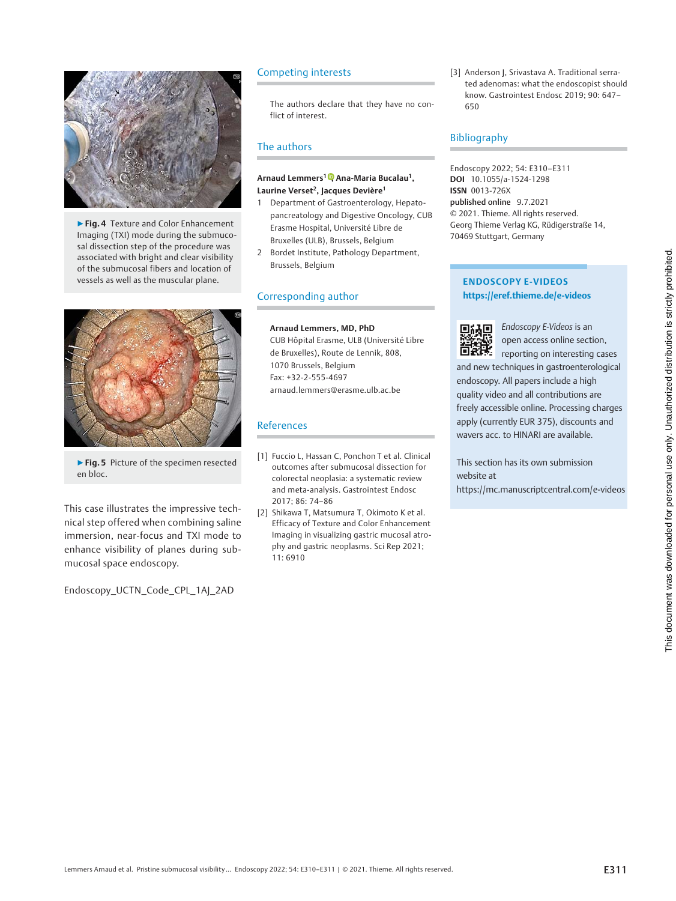▶ **Fig. 4** Texture and Color Enhancement Imaging (TXI) mode during the submucosal dissection step of the procedure was associated with bright and clear visibility of the submucosal fibers and location of vessels as well as the muscular plane.

▶ **Fig. 5** Picture of the specimen resected en bloc.

This case illustrates the impressive technical step offered when combining saline immersion, near-focus and TXI mode to enhance visibility of planes during submucosal space endoscopy.

Endoscopy_UCTN_Code_CPL_1AJ_2AD

## Competing interests

The authors declare that they have no conflict of interest.

## The authors

**Arnaud Lemmers[1], Ana-Maria Bucalau[1], Laurine Verset[2], Jacques Devière[1]**

1. Department of Gastroenterology, Hepatopancreatology and Digestive Oncology, CUB Erasme Hospital, Université Libre de Bruxelles (ULB), Brussels, Belgium
2. Bordet Institute, Pathology Department, Brussels, Belgium

## Corresponding author

**Arnaud Lemmers, MD, PhD**
CUB Hôpital Erasme, ULB (Université Libre de Bruxelles), Route de Lennik, 808, 1070 Brussels, Belgium
Fax: +32-2-555-4697
arnaud.lemmers@erasme.ulb.ac.be

## References

[1] Fuccio L, Hassan C, Ponchon T et al. Clinical outcomes after submucosal dissection for colorectal neoplasia: a systematic review and meta-analysis. Gastrointest Endosc 2017; 86: 74–86

[2] Shikawa T, Matsumura T, Okimoto K et al. Efficacy of Texture and Color Enhancement Imaging in visualizing gastric mucosal atrophy and gastric neoplasms. Sci Rep 2021; 11: 6910

[3] Anderson J, Srivastava A. Traditional serrated adenomas: what the endoscopist should know. Gastrointest Endosc 2019; 90: 647–650

## Bibliography

Endoscopy 2022; 54: E310–E311
**DOI** 10.1055/a-1524-1298
**ISSN** 0013-726X
**published online** 9.7.2021
© 2021. Thieme. All rights reserved.
Georg Thieme Verlag KG, Rüdigerstraße 14, 70469 Stuttgart, Germany

**ENDOSCOPY E-VIDEOS**
**https://eref.thieme.de/e-videos**

*Endoscopy E-Videos* is an open access online section, reporting on interesting cases and new techniques in gastroenterological endoscopy. All papers include a high quality video and all contributions are freely accessible online. Processing charges apply (currently EUR 375), discounts and wavers acc. to HINARI are available.

This section has its own submission website at
https://mc.manuscriptcentral.com/e-videos